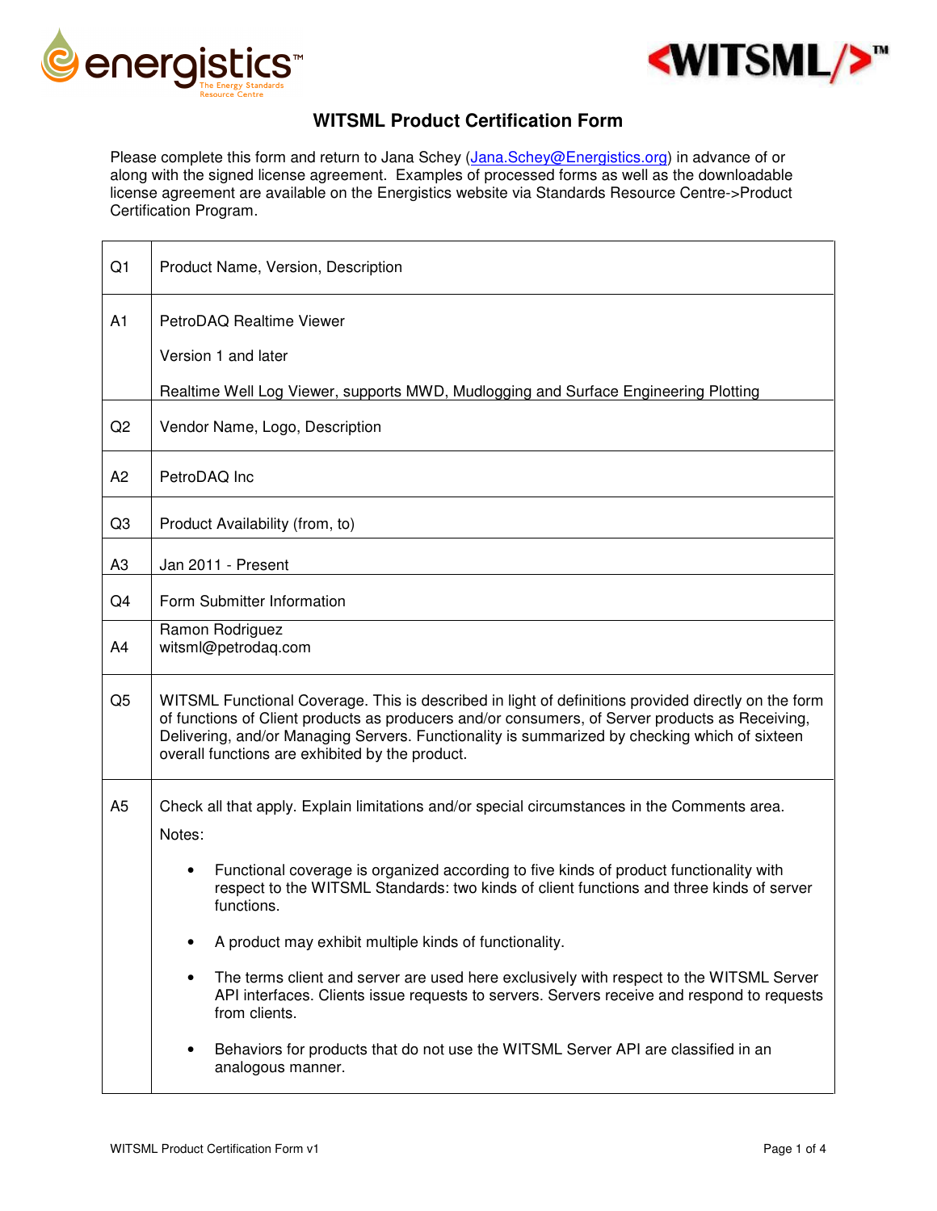# WITSML Product Certification Form

Please complete this form and return to Jana Schey (Jana.Schey@Energistics.org) in advance of or along with the signed license agreement. Examples of processed forms as well as the downloadable license agreement are available on the Energistics website via Standards Resource Centre->Product Certification Program.

| | |
|---|---|
| Q1 | Product Name, Version, Description |
| A1 | PetroDAQ Realtime Viewer<br><br>Version 1 and later<br><br>Realtime Well Log Viewer, supports MWD, Mudlogging and Surface Engineering Plotting |
| Q2 | Vendor Name, Logo, Description |
| A2 | PetroDAQ Inc |
| Q3 | Product Availability (from, to) |
| A3 | Jan 2011 - Present |
| Q4 | Form Submitter Information |
| A4 | Ramon Rodriguez<br>witsml@petrodaq.com |
| Q5 | WITSML Functional Coverage. This is described in light of definitions provided directly on the form of functions of Client products as producers and/or consumers, of Server products as Receiving, Delivering, and/or Managing Servers. Functionality is summarized by checking which of sixteen overall functions are exhibited by the product. |
| A5 | Check all that apply. Explain limitations and/or special circumstances in the Comments area.<br><br>Notes:<br><br>• Functional coverage is organized according to five kinds of product functionality with respect to the WITSML Standards: two kinds of client functions and three kinds of server functions.<br><br>• A product may exhibit multiple kinds of functionality.<br><br>• The terms client and server are used here exclusively with respect to the WITSML Server API interfaces. Clients issue requests to servers. Servers receive and respond to requests from clients.<br><br>• Behaviors for products that do not use the WITSML Server API are classified in an analogous manner. |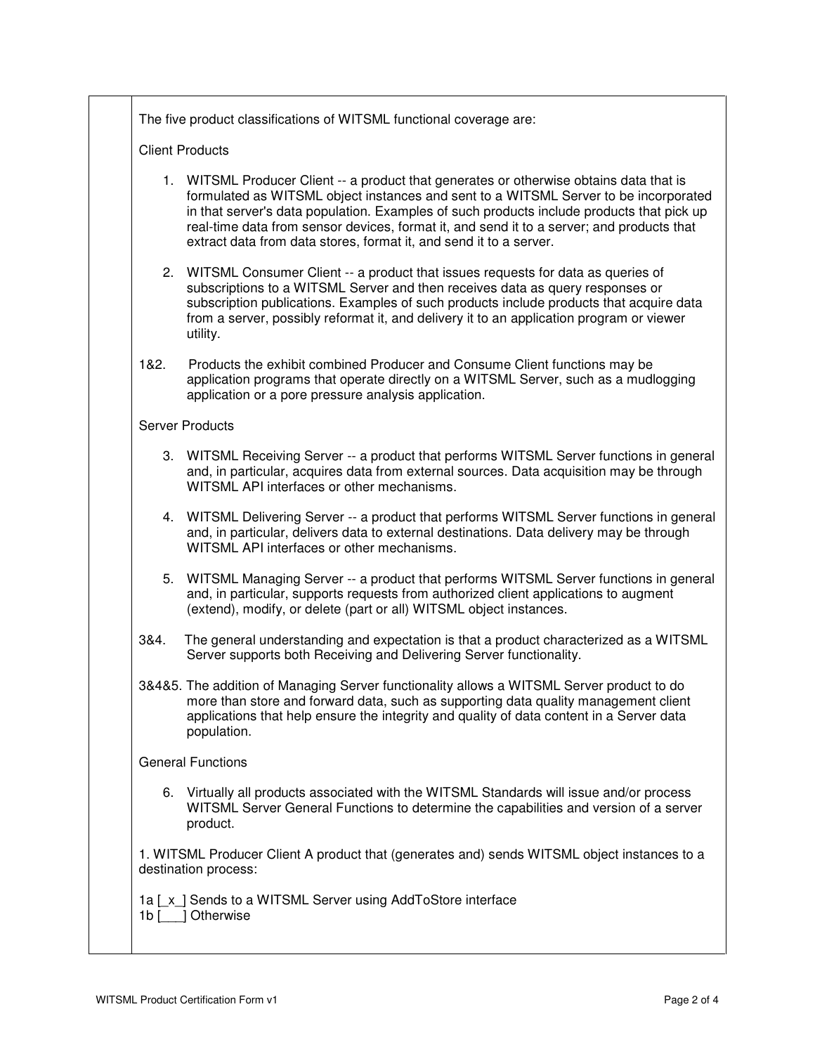The five product classifications of WITSML functional coverage are:

Client Products

1. WITSML Producer Client -- a product that generates or otherwise obtains data that is formulated as WITSML object instances and sent to a WITSML Server to be incorporated in that server's data population. Examples of such products include products that pick up real-time data from sensor devices, format it, and send it to a server; and products that extract data from data stores, format it, and send it to a server.

2. WITSML Consumer Client -- a product that issues requests for data as queries of subscriptions to a WITSML Server and then receives data as query responses or subscription publications. Examples of such products include products that acquire data from a server, possibly reformat it, and delivery it to an application program or viewer utility.

1&2. Products the exhibit combined Producer and Consume Client functions may be application programs that operate directly on a WITSML Server, such as a mudlogging application or a pore pressure analysis application.

Server Products

3. WITSML Receiving Server -- a product that performs WITSML Server functions in general and, in particular, acquires data from external sources. Data acquisition may be through WITSML API interfaces or other mechanisms.

4. WITSML Delivering Server -- a product that performs WITSML Server functions in general and, in particular, delivers data to external destinations. Data delivery may be through WITSML API interfaces or other mechanisms.

5. WITSML Managing Server -- a product that performs WITSML Server functions in general and, in particular, supports requests from authorized client applications to augment (extend), modify, or delete (part or all) WITSML object instances.

3&4. The general understanding and expectation is that a product characterized as a WITSML Server supports both Receiving and Delivering Server functionality.

3&4&5. The addition of Managing Server functionality allows a WITSML Server product to do more than store and forward data, such as supporting data quality management client applications that help ensure the integrity and quality of data content in a Server data population.

General Functions

6. Virtually all products associated with the WITSML Standards will issue and/or process WITSML Server General Functions to determine the capabilities and version of a server product.

1. WITSML Producer Client A product that (generates and) sends WITSML object instances to a destination process:

1a [_x_] Sends to a WITSML Server using AddToStore interface
1b [___] Otherwise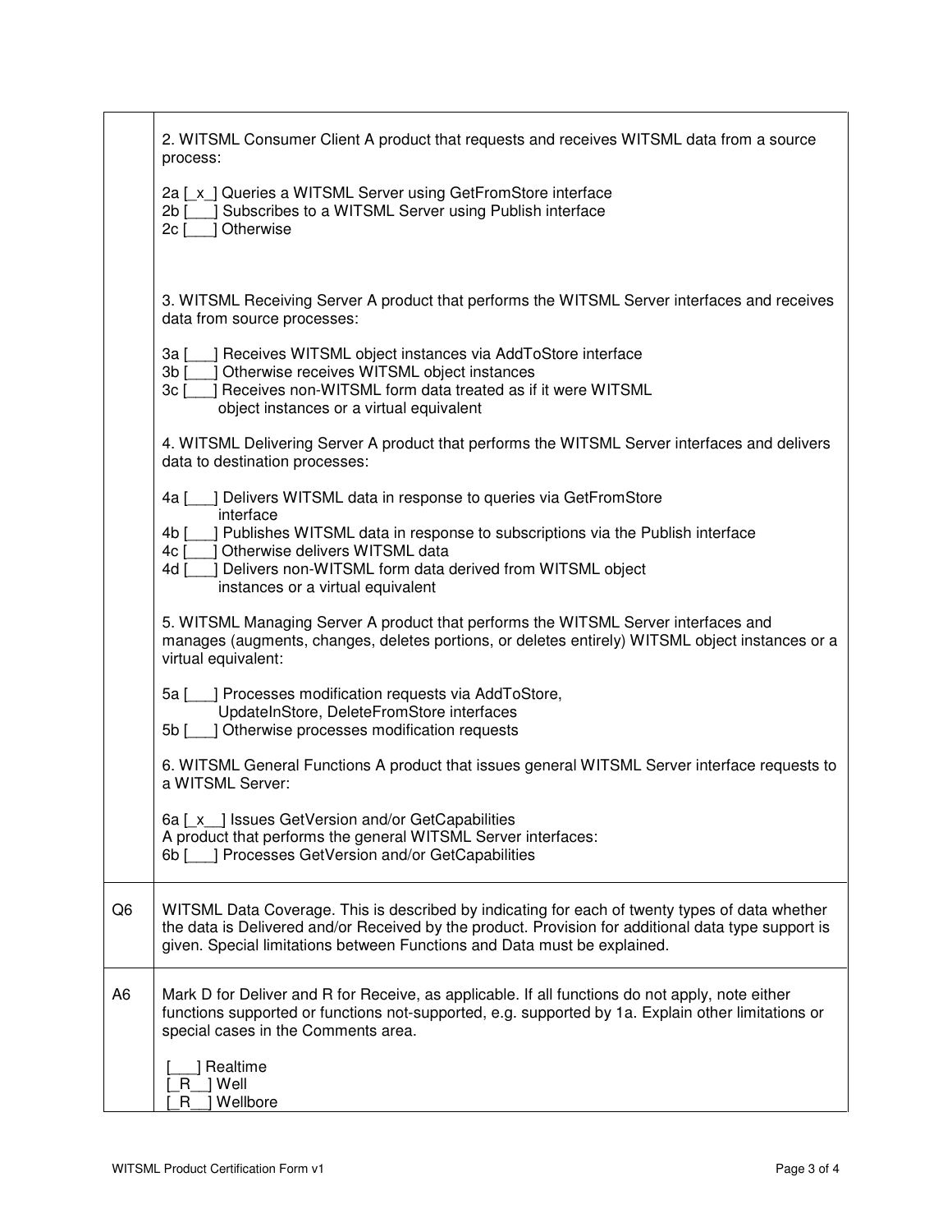| | |
|---|---|
| | 2. WITSML Consumer Client A product that requests and receives WITSML data from a source process:<br><br>2a [_x_] Queries a WITSML Server using GetFromStore interface<br>2b [___] Subscribes to a WITSML Server using Publish interface<br>2c [___] Otherwise<br><br>3. WITSML Receiving Server A product that performs the WITSML Server interfaces and receives data from source processes:<br><br>3a [___] Receives WITSML object instances via AddToStore interface<br>3b [___] Otherwise receives WITSML object instances<br>3c [___] Receives non-WITSML form data treated as if it were WITSML object instances or a virtual equivalent<br><br>4. WITSML Delivering Server A product that performs the WITSML Server interfaces and delivers data to destination processes:<br><br>4a [___] Delivers WITSML data in response to queries via GetFromStore interface<br>4b [___] Publishes WITSML data in response to subscriptions via the Publish interface<br>4c [___] Otherwise delivers WITSML data<br>4d [___] Delivers non-WITSML form data derived from WITSML object instances or a virtual equivalent<br><br>5. WITSML Managing Server A product that performs the WITSML Server interfaces and manages (augments, changes, deletes portions, or deletes entirely) WITSML object instances or a virtual equivalent:<br><br>5a [___] Processes modification requests via AddToStore, UpdateInStore, DeleteFromStore interfaces<br>5b [___] Otherwise processes modification requests<br><br>6. WITSML General Functions A product that issues general WITSML Server interface requests to a WITSML Server:<br><br>6a [_x__] Issues GetVersion and/or GetCapabilities<br>A product that performs the general WITSML Server interfaces:<br>6b [___] Processes GetVersion and/or GetCapabilities |
| Q6 | WITSML Data Coverage. This is described by indicating for each of twenty types of data whether the data is Delivered and/or Received by the product. Provision for additional data type support is given. Special limitations between Functions and Data must be explained. |
| A6 | Mark D for Deliver and R for Receive, as applicable. If all functions do not apply, note either functions supported or functions not-supported, e.g. supported by 1a. Explain other limitations or special cases in the Comments area.<br><br>[___] Realtime<br>[_R__] Well<br>[_R__] Wellbore |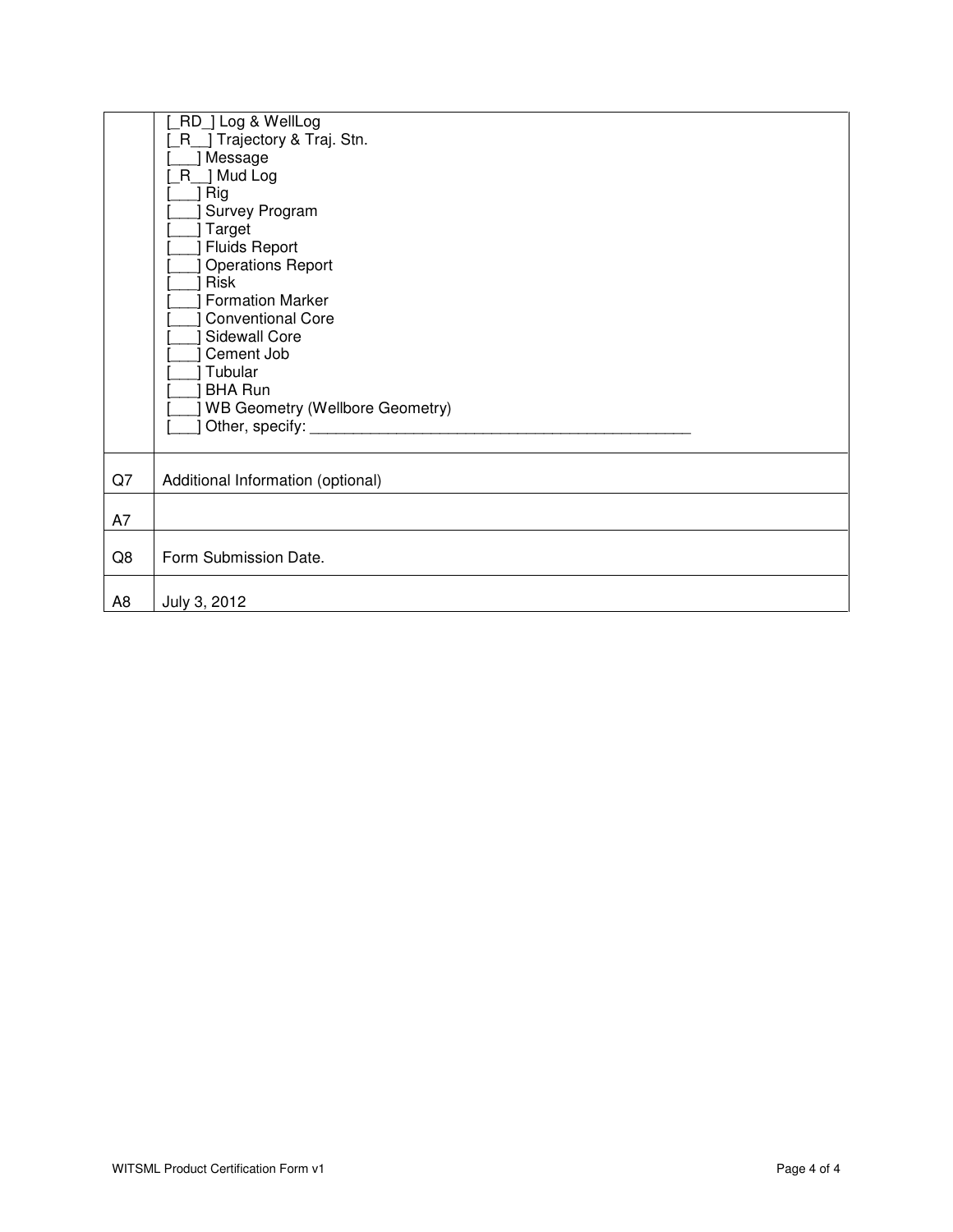| | |
|---|---|
| | [_RD_] Log & WellLog<br>[_R__] Trajectory & Traj. Stn.<br>[___] Message<br>[_R__] Mud Log<br>[___] Rig<br>[___] Survey Program<br>[___] Target<br>[___] Fluids Report<br>[___] Operations Report<br>[___] Risk<br>[___] Formation Marker<br>[___] Conventional Core<br>[___] Sidewall Core<br>[___] Cement Job<br>[___] Tubular<br>[___] BHA Run<br>[___] WB Geometry (Wellbore Geometry)<br>[___] Other, specify: _____________________________________________ |
| Q7 | Additional Information (optional) |
| A7 | |
| Q8 | Form Submission Date. |
| A8 | July 3, 2012 |